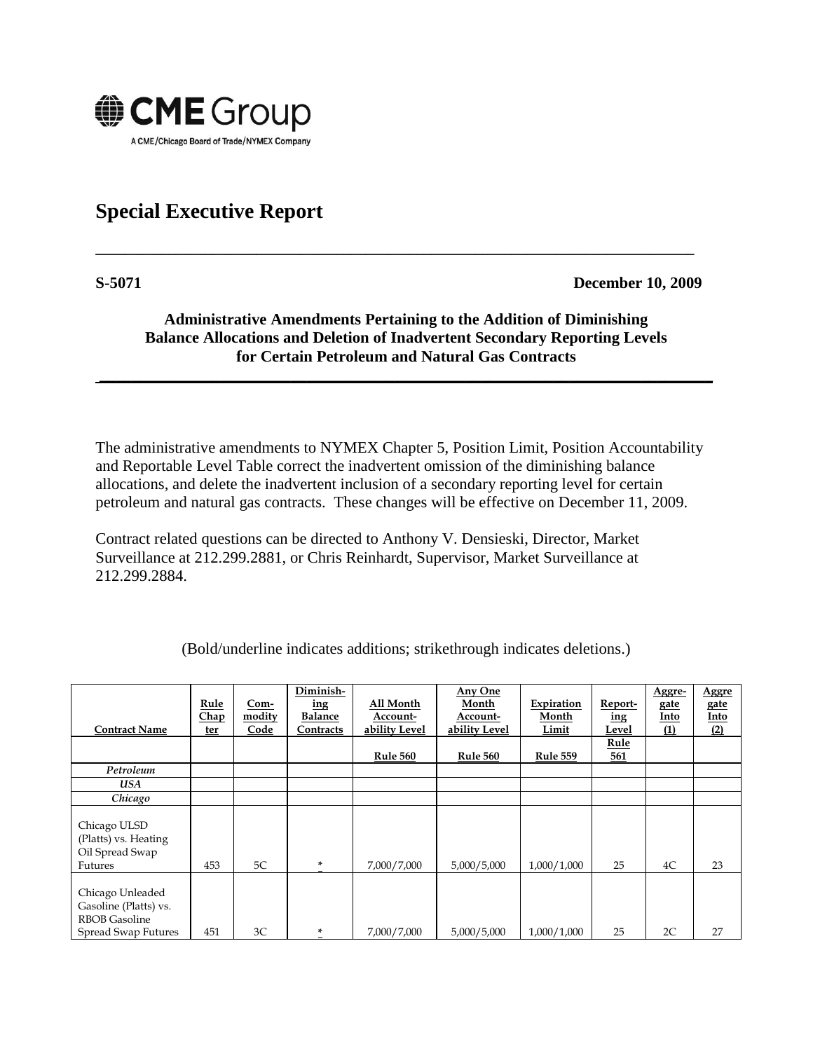CME Group

A CME/Chicago Board of Trade/NYMEX Company

# Special Executive Report

**S-5071** **December 10, 2009**

**Administrative Amendments Pertaining to the Addition of Diminishing Balance Allocations and Deletion of Inadvertent Secondary Reporting Levels for Certain Petroleum and Natural Gas Contracts**

The administrative amendments to NYMEX Chapter 5, Position Limit, Position Accountability and Reportable Level Table correct the inadvertent omission of the diminishing balance allocations, and delete the inadvertent inclusion of a secondary reporting level for certain petroleum and natural gas contracts. These changes will be effective on December 11, 2009.

Contract related questions can be directed to Anthony V. Densieski, Director, Market Surveillance at 212.299.2881, or Chris Reinhardt, Supervisor, Market Surveillance at 212.299.2884.

(Bold/underline indicates additions; strikethrough indicates deletions.)

| Contract Name | Rule Chapter | Commodity Code | Diminishing Balance Contracts | All Month Accountability Level | Any One Month Accountability Level | Expiration Month Limit | Reporting Level | Aggregate Into (1) | Aggregate Into (2) |
|---|---|---|---|---|---|---|---|---|---|
| | | | | Rule 560 | Rule 560 | Rule 559 | Rule 561 | | |
| *Petroleum* | | | | | | | | | |
| *USA* | | | | | | | | | |
| *Chicago* | | | | | | | | | |
| Chicago ULSD (Platts) vs. Heating Oil Spread Swap Futures | 453 | 5C | **\*** | 7,000/7,000 | 5,000/5,000 | 1,000/1,000 | 25 | 4C | 23 |
| Chicago Unleaded Gasoline (Platts) vs. RBOB Gasoline Spread Swap Futures | 451 | 3C | **\*** | 7,000/7,000 | 5,000/5,000 | 1,000/1,000 | 25 | 2C | 27 |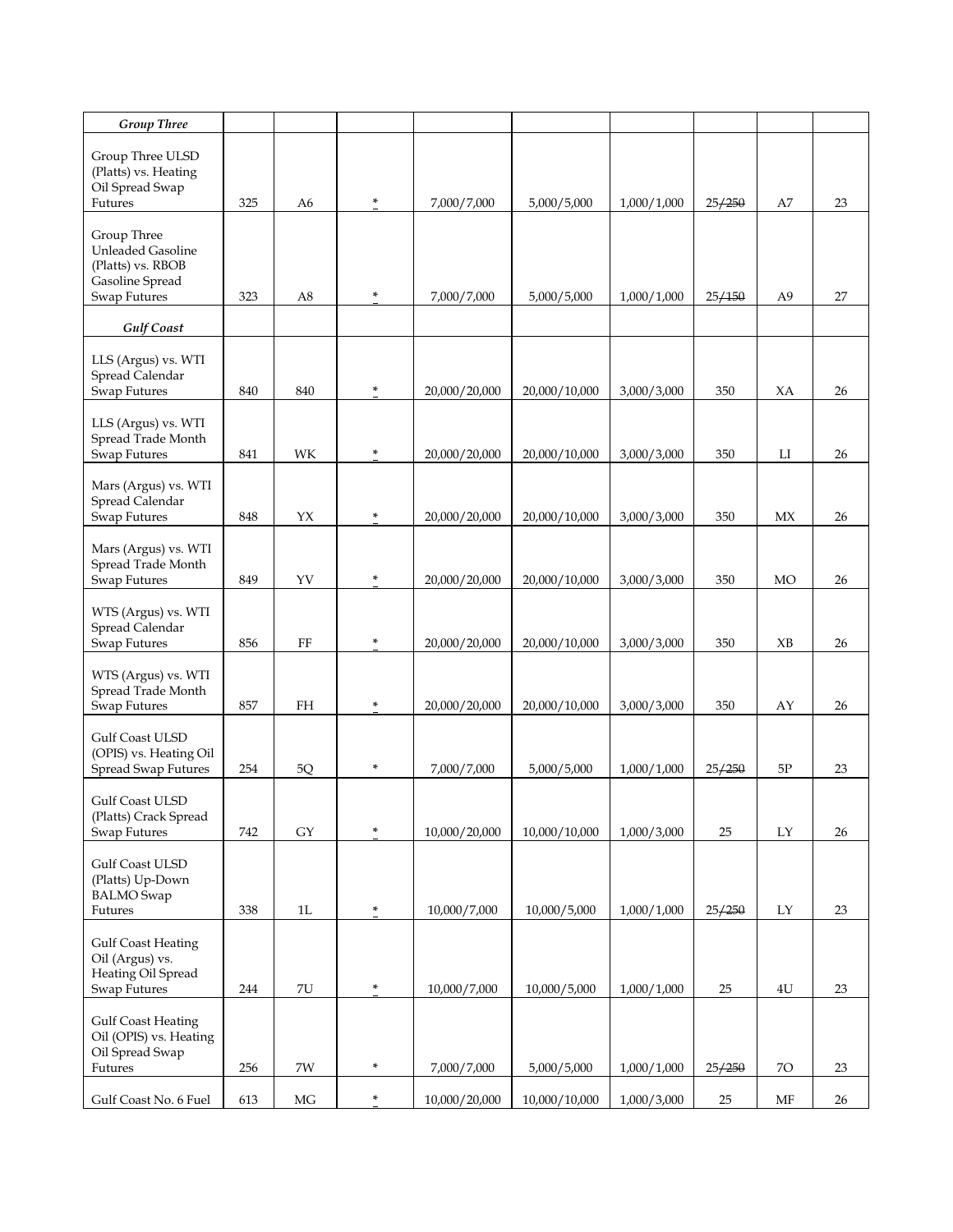| *Group Three* | | | | | | | | | |
|---|---|---|---|---|---|---|---|---|---|
| Group Three ULSD (Platts) vs. Heating Oil Spread Swap Futures | 325 | A6 | * | 7,000/7,000 | 5,000/5,000 | 1,000/1,000 | 25~~/250~~ | A7 | 23 |
| Group Three Unleaded Gasoline (Platts) vs. RBOB Gasoline Spread Swap Futures | 323 | A8 | * | 7,000/7,000 | 5,000/5,000 | 1,000/1,000 | 25~~/150~~ | A9 | 27 |
| *Gulf Coast* | | | | | | | | | |
| LLS (Argus) vs. WTI Spread Calendar Swap Futures | 840 | 840 | * | 20,000/20,000 | 20,000/10,000 | 3,000/3,000 | 350 | XA | 26 |
| LLS (Argus) vs. WTI Spread Trade Month Swap Futures | 841 | WK | * | 20,000/20,000 | 20,000/10,000 | 3,000/3,000 | 350 | LI | 26 |
| Mars (Argus) vs. WTI Spread Calendar Swap Futures | 848 | YX | * | 20,000/20,000 | 20,000/10,000 | 3,000/3,000 | 350 | MX | 26 |
| Mars (Argus) vs. WTI Spread Trade Month Swap Futures | 849 | YV | * | 20,000/20,000 | 20,000/10,000 | 3,000/3,000 | 350 | MO | 26 |
| WTS (Argus) vs. WTI Spread Calendar Swap Futures | 856 | FF | * | 20,000/20,000 | 20,000/10,000 | 3,000/3,000 | 350 | XB | 26 |
| WTS (Argus) vs. WTI Spread Trade Month Swap Futures | 857 | FH | * | 20,000/20,000 | 20,000/10,000 | 3,000/3,000 | 350 | AY | 26 |
| Gulf Coast ULSD (OPIS) vs. Heating Oil Spread Swap Futures | 254 | 5Q | * | 7,000/7,000 | 5,000/5,000 | 1,000/1,000 | 25~~/250~~ | 5P | 23 |
| Gulf Coast ULSD (Platts) Crack Spread Swap Futures | 742 | GY | * | 10,000/20,000 | 10,000/10,000 | 1,000/3,000 | 25 | LY | 26 |
| Gulf Coast ULSD (Platts) Up-Down BALMO Swap Futures | 338 | 1L | * | 10,000/7,000 | 10,000/5,000 | 1,000/1,000 | 25~~/250~~ | LY | 23 |
| Gulf Coast Heating Oil (Argus) vs. Heating Oil Spread Swap Futures | 244 | 7U | * | 10,000/7,000 | 10,000/5,000 | 1,000/1,000 | 25 | 4U | 23 |
| Gulf Coast Heating Oil (OPIS) vs. Heating Oil Spread Swap Futures | 256 | 7W | * | 7,000/7,000 | 5,000/5,000 | 1,000/1,000 | 25~~/250~~ | 7O | 23 |
| Gulf Coast No. 6 Fuel | 613 | MG | * | 10,000/20,000 | 10,000/10,000 | 1,000/3,000 | 25 | MF | 26 |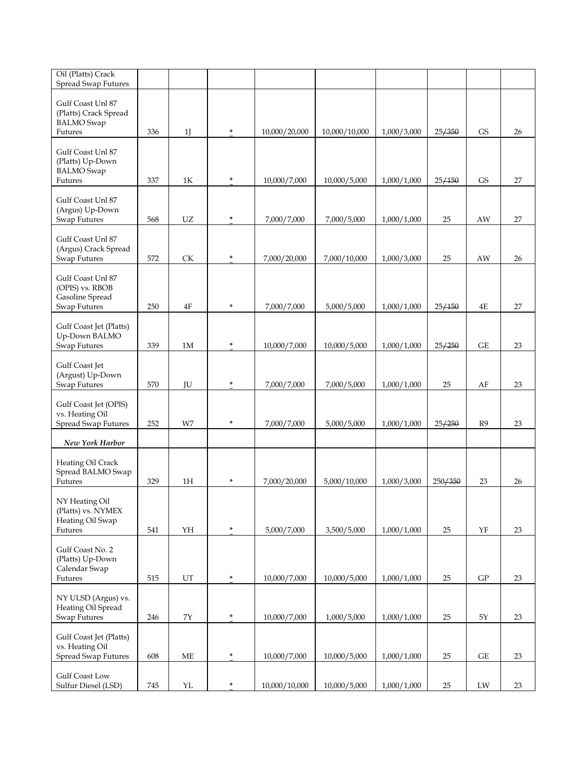| | | | | | | | | | |
|---|---|---|---|---|---|---|---|---|---|
| Oil (Platts) Crack Spread Swap Futures | | | | | | | | | |
| Gulf Coast Unl 87 (Platts) Crack Spread BALMO Swap Futures | 336 | 1J | * | 10,000/20,000 | 10,000/10,000 | 1,000/3,000 | 25/~~350~~ | GS | 26 |
| Gulf Coast Unl 87 (Platts) Up-Down BALMO Swap Futures | 337 | 1K | * | 10,000/7,000 | 10,000/5,000 | 1,000/1,000 | 25/~~150~~ | GS | 27 |
| Gulf Coast Unl 87 (Argus) Up-Down Swap Futures | 568 | UZ | * | 7,000/7,000 | 7,000/5,000 | 1,000/1,000 | 25 | AW | 27 |
| Gulf Coast Unl 87 (Argus) Crack Spread Swap Futures | 572 | CK | * | 7,000/20,000 | 7,000/10,000 | 1,000/3,000 | 25 | AW | 26 |
| Gulf Coast Unl 87 (OPIS) vs. RBOB Gasoline Spread Swap Futures | 250 | 4F | * | 7,000/7,000 | 5,000/5,000 | 1,000/1,000 | 25/~~150~~ | 4E | 27 |
| Gulf Coast Jet (Platts) Up-Down BALMO Swap Futures | 339 | 1M | * | 10,000/7,000 | 10,000/5,000 | 1,000/1,000 | 25/~~250~~ | GE | 23 |
| Gulf Coast Jet (Argust) Up-Down Swap Futures | 570 | JU | * | 7,000/7,000 | 7,000/5,000 | 1,000/1,000 | 25 | AF | 23 |
| Gulf Coast Jet (OPIS) vs. Heating Oil Spread Swap Futures | 252 | W7 | * | 7,000/7,000 | 5,000/5,000 | 1,000/1,000 | 25/~~250~~ | R9 | 23 |
| *New York Harbor* | | | | | | | | | |
| Heating Oil Crack Spread BALMO Swap Futures | 329 | 1H | * | 7,000/20,000 | 5,000/10,000 | 1,000/3,000 | 250/~~350~~ | 23 | 26 |
| NY Heating Oil (Platts) vs. NYMEX Heating Oil Swap Futures | 541 | YH | * | 5,000/7,000 | 3,500/5,000 | 1,000/1,000 | 25 | YF | 23 |
| Gulf Coast No. 2 (Platts) Up-Down Calendar Swap Futures | 515 | UT | * | 10,000/7,000 | 10,000/5,000 | 1,000/1,000 | 25 | GP | 23 |
| NY ULSD (Argus) vs. Heating Oil Spread Swap Futures | 246 | 7Y | * | 10,000/7,000 | 1,000/5,000 | 1,000/1,000 | 25 | 5Y | 23 |
| Gulf Coast Jet (Platts) vs. Heating Oil Spread Swap Futures | 608 | ME | * | 10,000/7,000 | 10,000/5,000 | 1,000/1,000 | 25 | GE | 23 |
| Gulf Coast Low Sulfur Diesel (LSD) | 745 | YL | * | 10,000/10,000 | 10,000/5,000 | 1,000/1,000 | 25 | LW | 23 |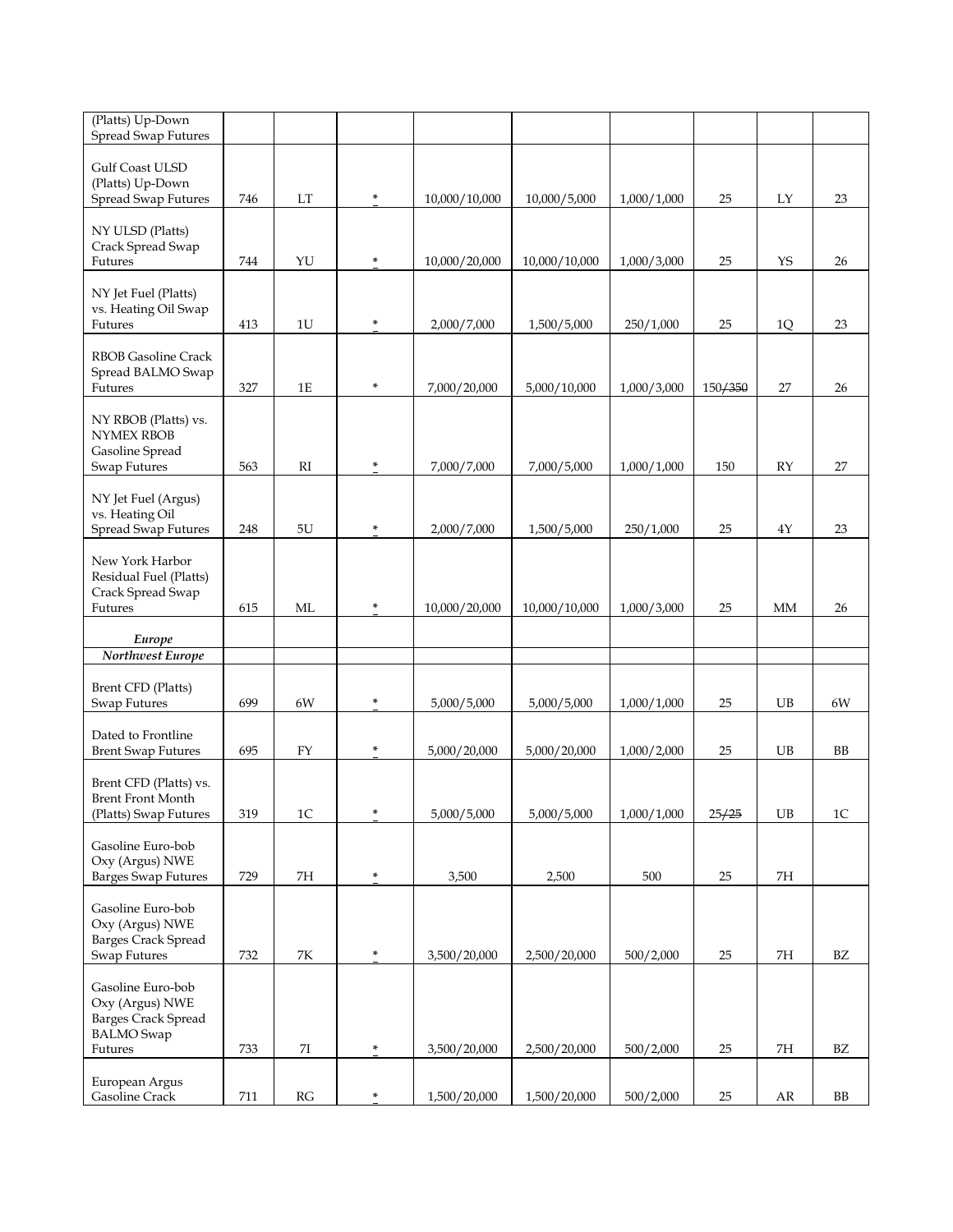| | | | | | | | | | |
|---|---|---|---|---|---|---|---|---|---|
| (Platts) Up-Down Spread Swap Futures | | | | | | | | | |
| Gulf Coast ULSD (Platts) Up-Down Spread Swap Futures | 746 | LT | * | 10,000/10,000 | 10,000/5,000 | 1,000/1,000 | 25 | LY | 23 |
| NY ULSD (Platts) Crack Spread Swap Futures | 744 | YU | * | 10,000/20,000 | 10,000/10,000 | 1,000/3,000 | 25 | YS | 26 |
| NY Jet Fuel (Platts) vs. Heating Oil Swap Futures | 413 | 1U | * | 2,000/7,000 | 1,500/5,000 | 250/1,000 | 25 | 1Q | 23 |
| RBOB Gasoline Crack Spread BALMO Swap Futures | 327 | 1E | * | 7,000/20,000 | 5,000/10,000 | 1,000/3,000 | 150~~/350~~ | 27 | 26 |
| NY RBOB (Platts) vs. NYMEX RBOB Gasoline Spread Swap Futures | 563 | RI | * | 7,000/7,000 | 7,000/5,000 | 1,000/1,000 | 150 | RY | 27 |
| NY Jet Fuel (Argus) vs. Heating Oil Spread Swap Futures | 248 | 5U | * | 2,000/7,000 | 1,500/5,000 | 250/1,000 | 25 | 4Y | 23 |
| New York Harbor Residual Fuel (Platts) Crack Spread Swap Futures | 615 | ML | * | 10,000/20,000 | 10,000/10,000 | 1,000/3,000 | 25 | MM | 26 |
| ***Europe*** | | | | | | | | | |
| ***Northwest Europe*** | | | | | | | | | |
| Brent CFD (Platts) Swap Futures | 699 | 6W | * | 5,000/5,000 | 5,000/5,000 | 1,000/1,000 | 25 | UB | 6W |
| Dated to Frontline Brent Swap Futures | 695 | FY | * | 5,000/20,000 | 5,000/20,000 | 1,000/2,000 | 25 | UB | BB |
| Brent CFD (Platts) vs. Brent Front Month (Platts) Swap Futures | 319 | 1C | * | 5,000/5,000 | 5,000/5,000 | 1,000/1,000 | 25~~/25~~ | UB | 1C |
| Gasoline Euro-bob Oxy (Argus) NWE Barges Swap Futures | 729 | 7H | * | 3,500 | 2,500 | 500 | 25 | 7H | |
| Gasoline Euro-bob Oxy (Argus) NWE Barges Crack Spread Swap Futures | 732 | 7K | * | 3,500/20,000 | 2,500/20,000 | 500/2,000 | 25 | 7H | BZ |
| Gasoline Euro-bob Oxy (Argus) NWE Barges Crack Spread BALMO Swap Futures | 733 | 7I | * | 3,500/20,000 | 2,500/20,000 | 500/2,000 | 25 | 7H | BZ |
| European Argus Gasoline Crack | 711 | RG | * | 1,500/20,000 | 1,500/20,000 | 500/2,000 | 25 | AR | BB |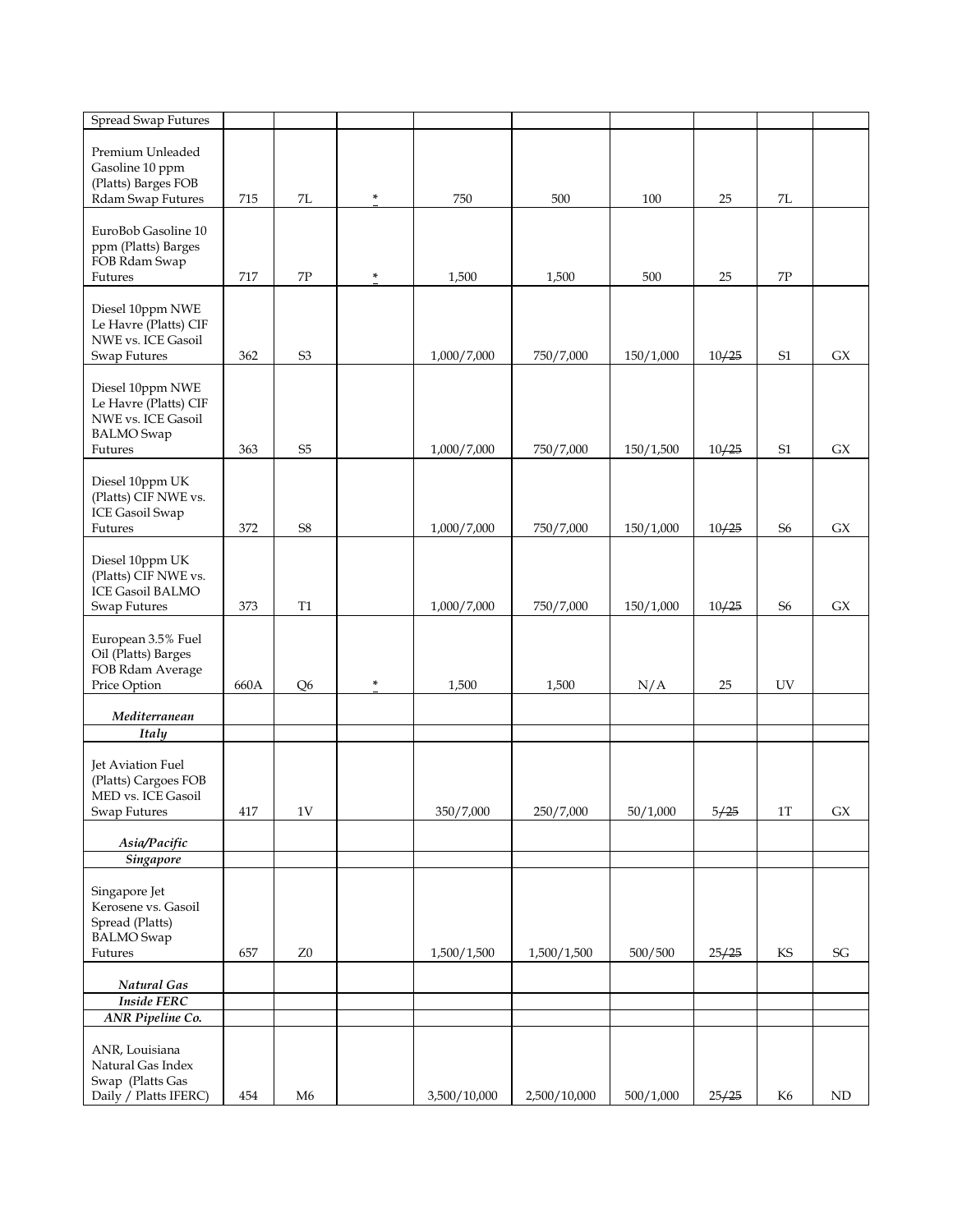| | | | | | | | | | |
|---|---|---|---|---|---|---|---|---|---|
| Spread Swap Futures | | | | | | | | | |
| Premium Unleaded Gasoline 10 ppm (Platts) Barges FOB Rdam Swap Futures | 715 | 7L | * | 750 | 500 | 100 | 25 | 7L | |
| EuroBob Gasoline 10 ppm (Platts) Barges FOB Rdam Swap Futures | 717 | 7P | * | 1,500 | 1,500 | 500 | 25 | 7P | |
| Diesel 10ppm NWE Le Havre (Platts) CIF NWE vs. ICE Gasoil Swap Futures | 362 | S3 | | 1,000/7,000 | 750/7,000 | 150/1,000 | 10~~/25~~ | S1 | GX |
| Diesel 10ppm NWE Le Havre (Platts) CIF NWE vs. ICE Gasoil BALMO Swap Futures | 363 | S5 | | 1,000/7,000 | 750/7,000 | 150/1,500 | 10~~/25~~ | S1 | GX |
| Diesel 10ppm UK (Platts) CIF NWE vs. ICE Gasoil Swap Futures | 372 | S8 | | 1,000/7,000 | 750/7,000 | 150/1,000 | 10~~/25~~ | S6 | GX |
| Diesel 10ppm UK (Platts) CIF NWE vs. ICE Gasoil BALMO Swap Futures | 373 | T1 | | 1,000/7,000 | 750/7,000 | 150/1,000 | 10~~/25~~ | S6 | GX |
| European 3.5% Fuel Oil (Platts) Barges FOB Rdam Average Price Option | 660A | Q6 | * | 1,500 | 1,500 | N/A | 25 | UV | |
| ***Mediterranean*** | | | | | | | | | |
| ***Italy*** | | | | | | | | | |
| Jet Aviation Fuel (Platts) Cargoes FOB MED vs. ICE Gasoil Swap Futures | 417 | 1V | | 350/7,000 | 250/7,000 | 50/1,000 | 5~~/25~~ | 1T | GX |
| ***Asia/Pacific*** | | | | | | | | | |
| ***Singapore*** | | | | | | | | | |
| Singapore Jet Kerosene vs. Gasoil Spread (Platts) BALMO Swap Futures | 657 | Z0 | | 1,500/1,500 | 1,500/1,500 | 500/500 | 25~~/25~~ | KS | SG |
| ***Natural Gas*** | | | | | | | | | |
| ***Inside FERC*** | | | | | | | | | |
| ***ANR Pipeline Co.*** | | | | | | | | | |
| ANR, Louisiana Natural Gas Index Swap (Platts Gas Daily / Platts IFERC) | 454 | M6 | | 3,500/10,000 | 2,500/10,000 | 500/1,000 | 25~~/25~~ | K6 | ND |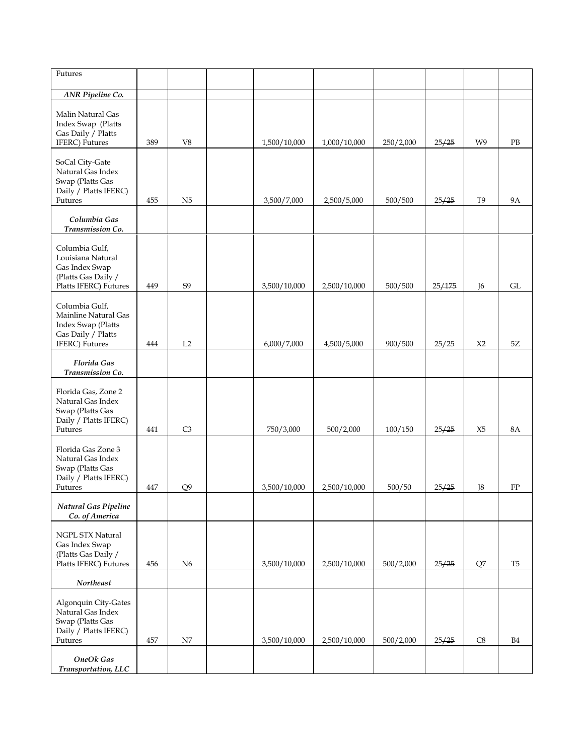| | | | | | | | | | |
|---|---|---|---|---|---|---|---|---|---|
| Futures | | | | | | | | | |
| ***ANR Pipeline Co.*** | | | | | | | | | |
| Malin Natural Gas Index Swap (Platts Gas Daily / Platts IFERC) Futures | 389 | V8 | | 1,500/10,000 | 1,000/10,000 | 250/2,000 | 25~~/25~~ | W9 | PB |
| SoCal City-Gate Natural Gas Index Swap (Platts Gas Daily / Platts IFERC) Futures | 455 | N5 | | 3,500/7,000 | 2,500/5,000 | 500/500 | 25~~/25~~ | T9 | 9A |
| ***Columbia Gas Transmission Co.*** | | | | | | | | | |
| Columbia Gulf, Louisiana Natural Gas Index Swap (Platts Gas Daily / Platts IFERC) Futures | 449 | S9 | | 3,500/10,000 | 2,500/10,000 | 500/500 | 25~~/175~~ | J6 | GL |
| Columbia Gulf, Mainline Natural Gas Index Swap (Platts Gas Daily / Platts IFERC) Futures | 444 | L2 | | 6,000/7,000 | 4,500/5,000 | 900/500 | 25~~/25~~ | X2 | 5Z |
| ***Florida Gas Transmission Co.*** | | | | | | | | | |
| Florida Gas, Zone 2 Natural Gas Index Swap (Platts Gas Daily / Platts IFERC) Futures | 441 | C3 | | 750/3,000 | 500/2,000 | 100/150 | 25~~/25~~ | X5 | 8A |
| Florida Gas Zone 3 Natural Gas Index Swap (Platts Gas Daily / Platts IFERC) Futures | 447 | Q9 | | 3,500/10,000 | 2,500/10,000 | 500/50 | 25~~/25~~ | J8 | FP |
| ***Natural Gas Pipeline Co. of America*** | | | | | | | | | |
| NGPL STX Natural Gas Index Swap (Platts Gas Daily / Platts IFERC) Futures | 456 | N6 | | 3,500/10,000 | 2,500/10,000 | 500/2,000 | 25~~/25~~ | Q7 | T5 |
| ***Northeast*** | | | | | | | | | |
| Algonquin City-Gates Natural Gas Index Swap (Platts Gas Daily / Platts IFERC) Futures | 457 | N7 | | 3,500/10,000 | 2,500/10,000 | 500/2,000 | 25~~/25~~ | C8 | B4 |
| ***OneOk Gas Transportation, LLC*** | | | | | | | | | |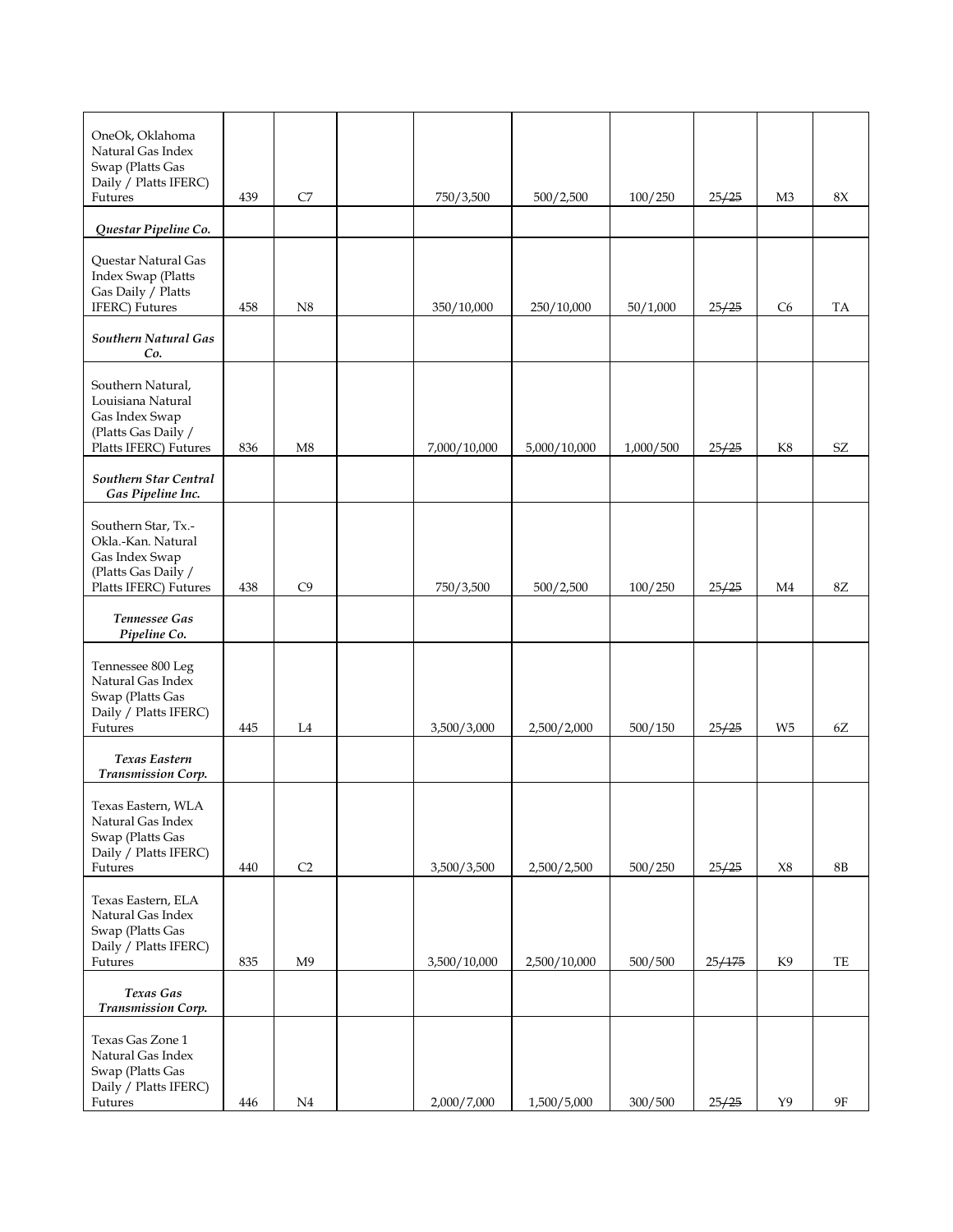| | | | | | | | | | |
|---|---|---|---|---|---|---|---|---|---|
| OneOk, Oklahoma Natural Gas Index Swap (Platts Gas Daily / Platts IFERC) Futures | 439 | C7 | | 750/3,500 | 500/2,500 | 100/250 | 25~~/25~~ | M3 | 8X |
| ***Questar Pipeline Co.*** | | | | | | | | | |
| Questar Natural Gas Index Swap (Platts Gas Daily / Platts IFERC) Futures | 458 | N8 | | 350/10,000 | 250/10,000 | 50/1,000 | 25~~/25~~ | C6 | TA |
| ***Southern Natural Gas Co.*** | | | | | | | | | |
| Southern Natural, Louisiana Natural Gas Index Swap (Platts Gas Daily / Platts IFERC) Futures | 836 | M8 | | 7,000/10,000 | 5,000/10,000 | 1,000/500 | 25~~/25~~ | K8 | SZ |
| ***Southern Star Central Gas Pipeline Inc.*** | | | | | | | | | |
| Southern Star, Tx.-Okla.-Kan. Natural Gas Index Swap (Platts Gas Daily / Platts IFERC) Futures | 438 | C9 | | 750/3,500 | 500/2,500 | 100/250 | 25~~/25~~ | M4 | 8Z |
| ***Tennessee Gas Pipeline Co.*** | | | | | | | | | |
| Tennessee 800 Leg Natural Gas Index Swap (Platts Gas Daily / Platts IFERC) Futures | 445 | L4 | | 3,500/3,000 | 2,500/2,000 | 500/150 | 25~~/25~~ | W5 | 6Z |
| ***Texas Eastern Transmission Corp.*** | | | | | | | | | |
| Texas Eastern, WLA Natural Gas Index Swap (Platts Gas Daily / Platts IFERC) Futures | 440 | C2 | | 3,500/3,500 | 2,500/2,500 | 500/250 | 25~~/25~~ | X8 | 8B |
| Texas Eastern, ELA Natural Gas Index Swap (Platts Gas Daily / Platts IFERC) Futures | 835 | M9 | | 3,500/10,000 | 2,500/10,000 | 500/500 | 25~~/175~~ | K9 | TE |
| ***Texas Gas Transmission Corp.*** | | | | | | | | | |
| Texas Gas Zone 1 Natural Gas Index Swap (Platts Gas Daily / Platts IFERC) Futures | 446 | N4 | | 2,000/7,000 | 1,500/5,000 | 300/500 | 25~~/25~~ | Y9 | 9F |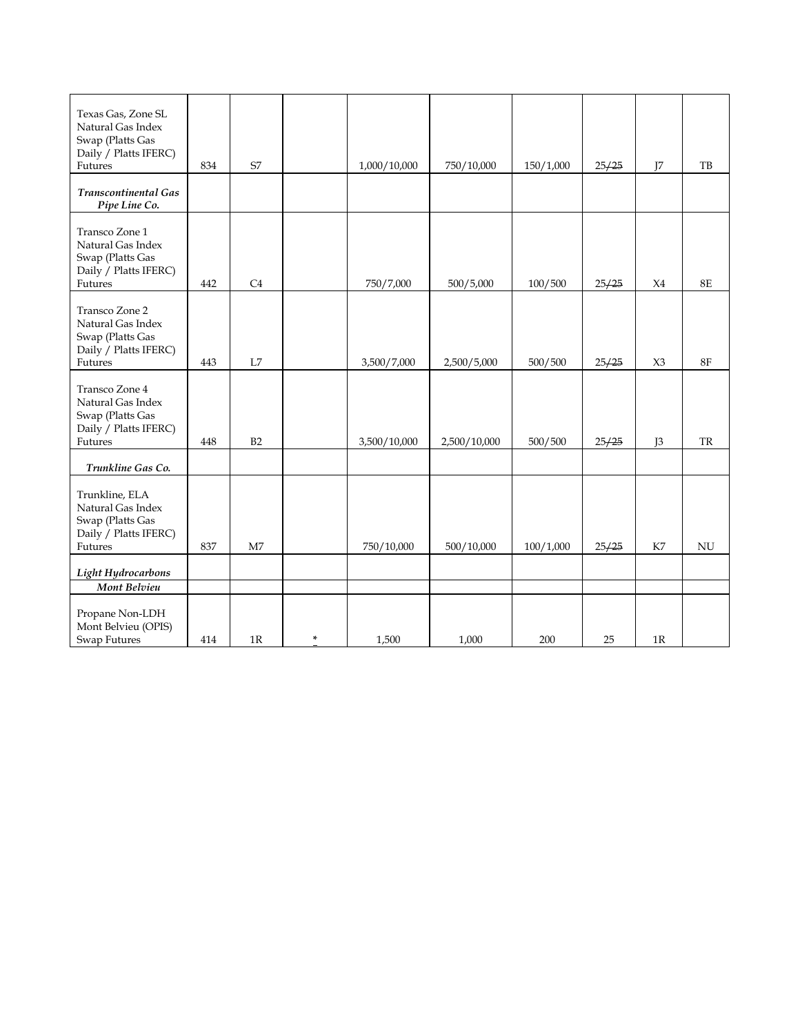| | | | | | | | | | |
|---|---|---|---|---|---|---|---|---|---|
| Texas Gas, Zone SL Natural Gas Index Swap (Platts Gas Daily / Platts IFERC) Futures | 834 | S7 | | 1,000/10,000 | 750/10,000 | 150/1,000 | 25/~~25~~ | J7 | TB |
| ***Transcontinental Gas Pipe Line Co.*** | | | | | | | | | |
| Transco Zone 1 Natural Gas Index Swap (Platts Gas Daily / Platts IFERC) Futures | 442 | C4 | | 750/7,000 | 500/5,000 | 100/500 | 25/~~25~~ | X4 | 8E |
| Transco Zone 2 Natural Gas Index Swap (Platts Gas Daily / Platts IFERC) Futures | 443 | L7 | | 3,500/7,000 | 2,500/5,000 | 500/500 | 25/~~25~~ | X3 | 8F |
| Transco Zone 4 Natural Gas Index Swap (Platts Gas Daily / Platts IFERC) Futures | 448 | B2 | | 3,500/10,000 | 2,500/10,000 | 500/500 | 25/~~25~~ | J3 | TR |
| ***Trunkline Gas Co.*** | | | | | | | | | |
| Trunkline, ELA Natural Gas Index Swap (Platts Gas Daily / Platts IFERC) Futures | 837 | M7 | | 750/10,000 | 500/10,000 | 100/1,000 | 25/~~25~~ | K7 | NU |
| ***Light Hydrocarbons*** | | | | | | | | | |
| ***Mont Belvieu*** | | | | | | | | | |
| Propane Non-LDH Mont Belvieu (OPIS) Swap Futures | 414 | 1R | * | 1,500 | 1,000 | 200 | 25 | 1R | |